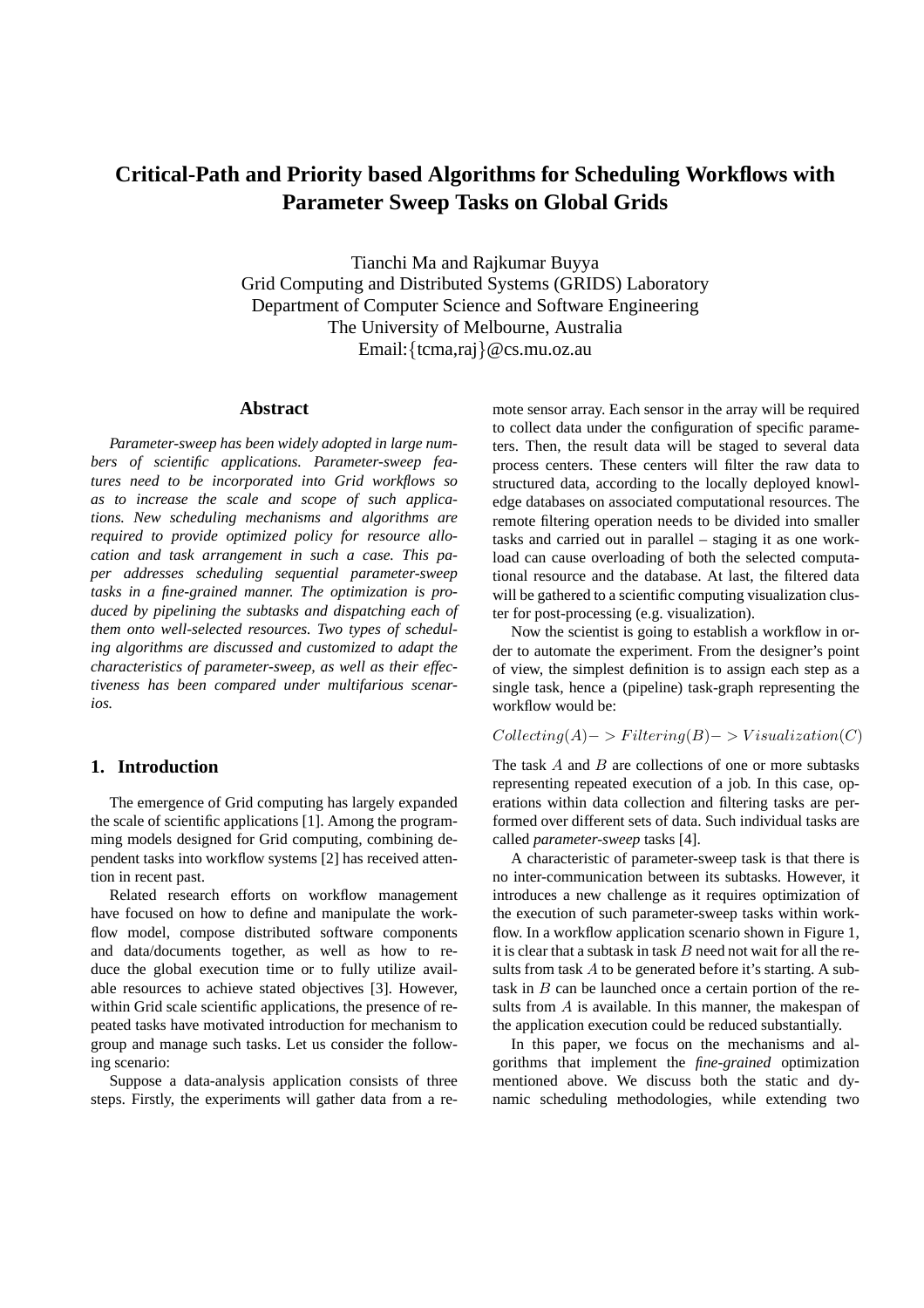# Critical-Path and Priority based Algorithms for Scheduling Workflows with Parameter Sweep Tasks on Global Grids

Tianchi Ma and Rajkumar Buyya
Grid Computing and Distributed Systems (GRIDS) Laboratory
Department of Computer Science and Software Engineering
The University of Melbourne, Australia
Email:{tcma,raj}@cs.mu.oz.au

## Abstract

*Parameter-sweep has been widely adopted in large numbers of scientific applications. Parameter-sweep features need to be incorporated into Grid workflows so as to increase the scale and scope of such applications. New scheduling mechanisms and algorithms are required to provide optimized policy for resource allocation and task arrangement in such a case. This paper addresses scheduling sequential parameter-sweep tasks in a fine-grained manner. The optimization is produced by pipelining the subtasks and dispatching each of them onto well-selected resources. Two types of scheduling algorithms are discussed and customized to adapt the characteristics of parameter-sweep, as well as their effectiveness has been compared under multifarious scenarios.*

## 1. Introduction

The emergence of Grid computing has largely expanded the scale of scientific applications [1]. Among the programming models designed for Grid computing, combining dependent tasks into workflow systems [2] has received attention in recent past.

Related research efforts on workflow management have focused on how to define and manipulate the workflow model, compose distributed software components and data/documents together, as well as how to reduce the global execution time or to fully utilize available resources to achieve stated objectives [3]. However, within Grid scale scientific applications, the presence of repeated tasks have motivated introduction for mechanism to group and manage such tasks. Let us consider the following scenario:

Suppose a data-analysis application consists of three steps. Firstly, the experiments will gather data from a remote sensor array. Each sensor in the array will be required to collect data under the configuration of specific parameters. Then, the result data will be staged to several data process centers. These centers will filter the raw data to structured data, according to the locally deployed knowledge databases on associated computational resources. The remote filtering operation needs to be divided into smaller tasks and carried out in parallel – staging it as one workload can cause overloading of both the selected computational resource and the database. At last, the filtered data will be gathered to a scientific computing visualization cluster for post-processing (e.g. visualization).

Now the scientist is going to establish a workflow in order to automate the experiment. From the designer's point of view, the simplest definition is to assign each step as a single task, hence a (pipeline) task-graph representing the workflow would be:

$$Collecting(A)->Filtering(B)->Visualization(C)$$

The task $A$ and $B$ are collections of one or more subtasks representing repeated execution of a job. In this case, operations within data collection and filtering tasks are performed over different sets of data. Such individual tasks are called *parameter-sweep* tasks [4].

A characteristic of parameter-sweep task is that there is no inter-communication between its subtasks. However, it introduces a new challenge as it requires optimization of the execution of such parameter-sweep tasks within workflow. In a workflow application scenario shown in Figure 1, it is clear that a subtask in task $B$ need not wait for all the results from task $A$ to be generated before it's starting. A subtask in $B$ can be launched once a certain portion of the results from $A$ is available. In this manner, the makespan of the application execution could be reduced substantially.

In this paper, we focus on the mechanisms and algorithms that implement the *fine-grained* optimization mentioned above. We discuss both the static and dynamic scheduling methodologies, while extending two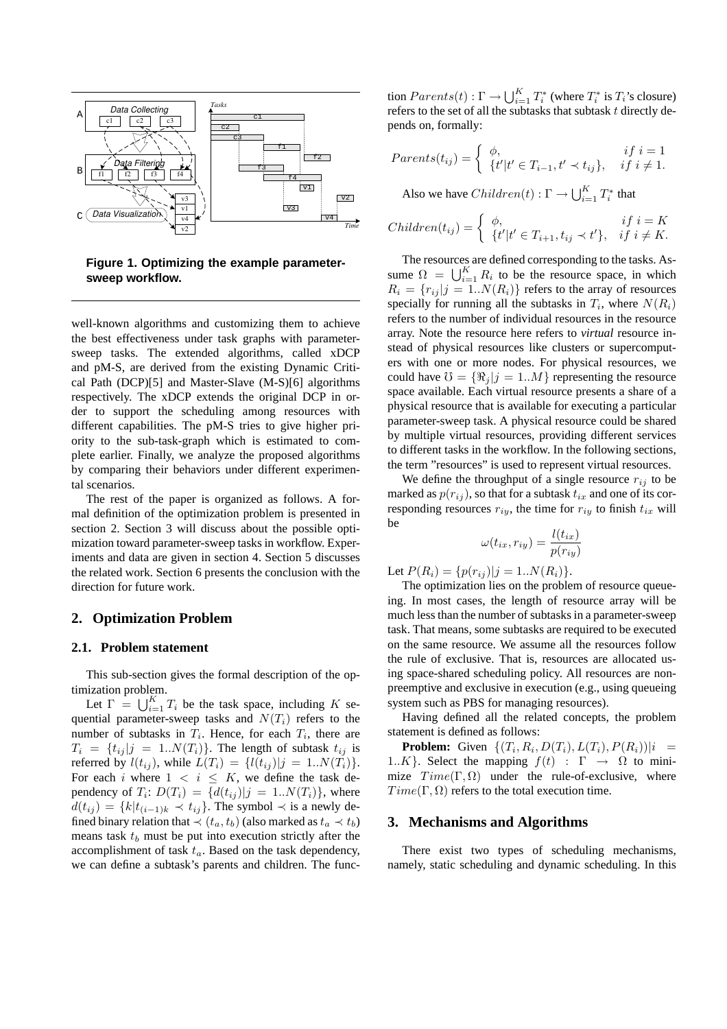**Figure 1. Optimizing the example parameter-sweep workflow.**

well-known algorithms and customizing them to achieve the best effectiveness under task graphs with parameter-sweep tasks. The extended algorithms, called xDCP and pM-S, are derived from the existing Dynamic Critical Path (DCP)[5] and Master-Slave (M-S)[6] algorithms respectively. The xDCP extends the original DCP in order to support the scheduling among resources with different capabilities. The pM-S tries to give higher priority to the sub-task-graph which is estimated to complete earlier. Finally, we analyze the proposed algorithms by comparing their behaviors under different experimental scenarios.

The rest of the paper is organized as follows. A formal definition of the optimization problem is presented in section 2. Section 3 will discuss about the possible optimization toward parameter-sweep tasks in workflow. Experiments and data are given in section 4. Section 5 discusses the related work. Section 6 presents the conclusion with the direction for future work.

## 2. Optimization Problem

### 2.1. Problem statement

This sub-section gives the formal description of the optimization problem.

Let $\Gamma = \bigcup_{i=1}^{K} T_i$ be the task space, including $K$ sequential parameter-sweep tasks and $N(T_i)$ refers to the number of subtasks in $T_i$. Hence, for each $T_i$, there are $T_i = \{t_{ij} | j = 1..N(T_i)\}$. The length of subtask $t_{ij}$ is referred by $l(t_{ij})$, while $L(T_i) = \{l(t_{ij}) | j = 1..N(T_i)\}$. For each $i$ where $1 < i \leq K$, we define the task dependency of $T_i$: $D(T_i) = \{d(t_{ij}) | j = 1..N(T_i)\}$, where $d(t_{ij}) = \{k | t_{(i-1)k} \prec t_{ij}\}$. The symbol $\prec$ is a newly defined binary relation that $\prec (t_a, t_b)$ (also marked as $t_a \prec t_b$) means task $t_b$ must be put into execution strictly after the accomplishment of task $t_a$. Based on the task dependency, we can define a subtask's parents and children. The function $Parents(t) : \Gamma \to \bigcup_{i=1}^{K} T_i^*$ (where $T_i^*$ is $T_i$'s closure) refers to the set of all the subtasks that subtask $t$ directly depends on, formally:

$$Parents(t_{ij}) = \begin{cases} \phi, & if\ i = 1 \\ \{t' | t' \in T_{i-1}, t' \prec t_{ij}\}, & if\ i \neq 1. \end{cases}$$

Also we have $Children(t) : \Gamma \to \bigcup_{i=1}^{K} T_i^*$ that

$$Children(t_{ij}) = \begin{cases} \phi, & if\ i = K \\ \{t' | t' \in T_{i+1}, t_{ij} \prec t'\}, & if\ i \neq K. \end{cases}$$

The resources are defined corresponding to the tasks. Assume $\Omega = \bigcup_{i=1}^{K} R_i$ to be the resource space, in which $R_i = \{r_{ij} | j = 1..N(R_i)\}$ refers to the array of resources specially for running all the subtasks in $T_i$, where $N(R_i)$ refers to the number of individual resources in the resource array. Note the resource here refers to *virtual* resource instead of physical resources like clusters or supercomputers with one or more nodes. For physical resources, we could have $\mho = \{\Re_j | j = 1..M\}$ representing the resource space available. Each virtual resource presents a share of a physical resource that is available for executing a particular parameter-sweep task. A physical resource could be shared by multiple virtual resources, providing different services to different tasks in the workflow. In the following sections, the term "resources" is used to represent virtual resources.

We define the throughput of a single resource $r_{ij}$ to be marked as $p(r_{ij})$, so that for a subtask $t_{ix}$ and one of its corresponding resources $r_{iy}$, the time for $r_{iy}$ to finish $t_{ix}$ will be

$$\omega(t_{ix}, r_{iy}) = \frac{l(t_{ix})}{p(r_{iy})}$$

Let $P(R_i) = \{p(r_{ij}) | j = 1..N(R_i)\}$.

The optimization lies on the problem of resource queueing. In most cases, the length of resource array will be much less than the number of subtasks in a parameter-sweep task. That means, some subtasks are required to be executed on the same resource. We assume all the resources follow the rule of exclusive. That is, resources are allocated using space-shared scheduling policy. All resources are non-preemptive and exclusive in execution (e.g., using queueing system such as PBS for managing resources).

Having defined all the related concepts, the problem statement is defined as follows:

**Problem:** Given $\{(T_i, R_i, D(T_i), L(T_i), P(R_i)) | i = 1..K\}$. Select the mapping $f(t) : \Gamma \to \Omega$ to minimize $Time(\Gamma, \Omega)$ under the rule-of-exclusive, where $Time(\Gamma, \Omega)$ refers to the total execution time.

## 3. Mechanisms and Algorithms

There exist two types of scheduling mechanisms, namely, static scheduling and dynamic scheduling. In this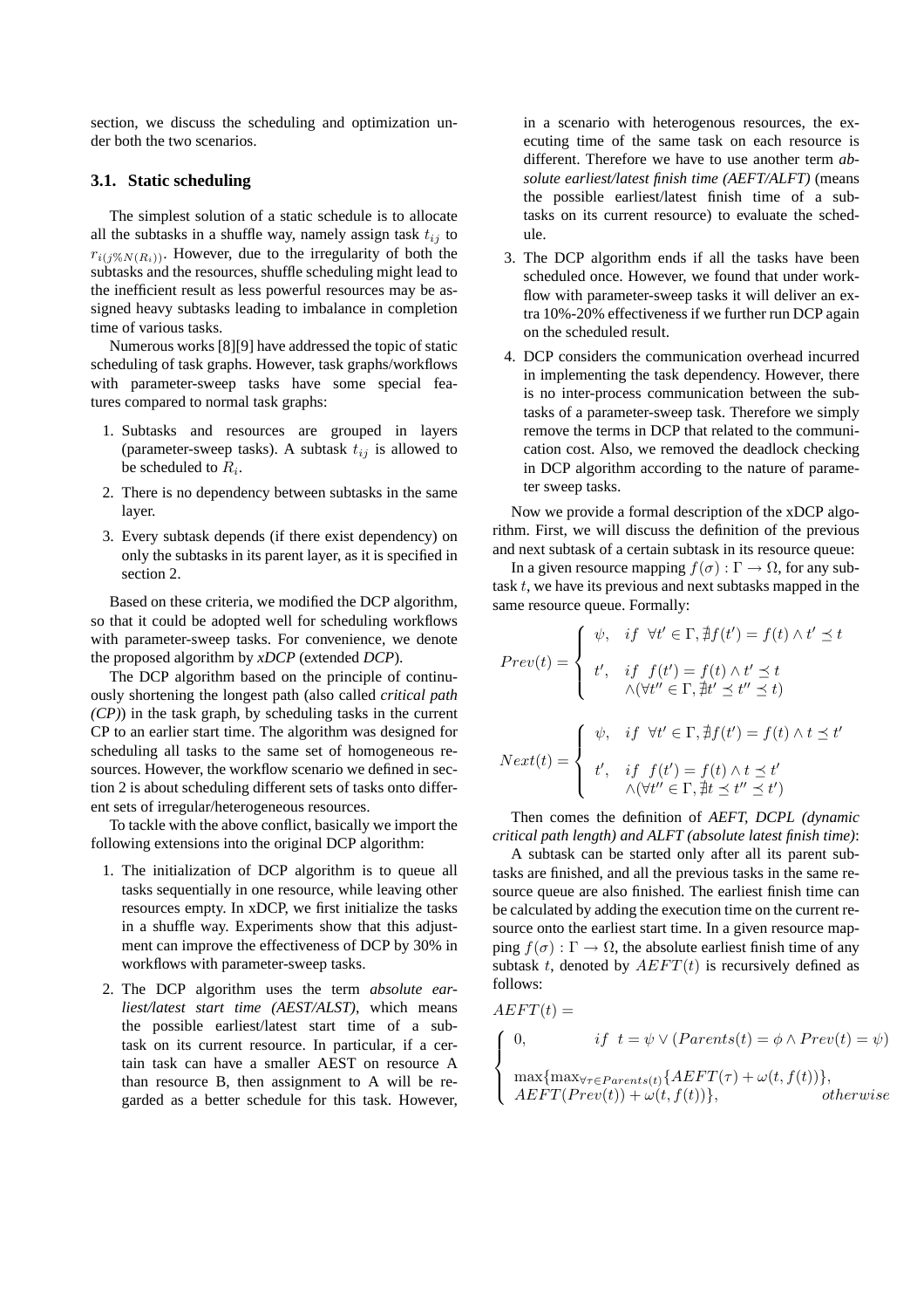section, we discuss the scheduling and optimization under both the two scenarios.

### 3.1. Static scheduling

The simplest solution of a static schedule is to allocate all the subtasks in a shuffle way, namely assign task $t_{ij}$ to $r_{i(j\%N(R_i))}$. However, due to the irregularity of both the subtasks and the resources, shuffle scheduling might lead to the inefficient result as less powerful resources may be assigned heavy subtasks leading to imbalance in completion time of various tasks.

Numerous works [8][9] have addressed the topic of static scheduling of task graphs. However, task graphs/workflows with parameter-sweep tasks have some special features compared to normal task graphs:

1. Subtasks and resources are grouped in layers (parameter-sweep tasks). A subtask $t_{ij}$ is allowed to be scheduled to $R_i$.
2. There is no dependency between subtasks in the same layer.
3. Every subtask depends (if there exist dependency) on only the subtasks in its parent layer, as it is specified in section 2.

Based on these criteria, we modified the DCP algorithm, so that it could be adopted well for scheduling workflows with parameter-sweep tasks. For convenience, we denote the proposed algorithm by *xDCP* (extended *DCP*).

The DCP algorithm based on the principle of continuously shortening the longest path (also called *critical path (CP)*) in the task graph, by scheduling tasks in the current CP to an earlier start time. The algorithm was designed for scheduling all tasks to the same set of homogeneous resources. However, the workflow scenario we defined in section 2 is about scheduling different sets of tasks onto different sets of irregular/heterogeneous resources.

To tackle with the above conflict, basically we import the following extensions into the original DCP algorithm:

1. The initialization of DCP algorithm is to queue all tasks sequentially in one resource, while leaving other resources empty. In xDCP, we first initialize the tasks in a shuffle way. Experiments show that this adjustment can improve the effectiveness of DCP by 30% in workflows with parameter-sweep tasks.
2. The DCP algorithm uses the term *absolute earliest/latest start time (AEST/ALST)*, which means the possible earliest/latest start time of a subtask on its current resource. In particular, if a certain task can have a smaller AEST on resource A than resource B, then assignment to A will be regarded as a better schedule for this task. However, in a scenario with heterogenous resources, the executing time of the same task on each resource is different. Therefore we have to use another term *absolute earliest/latest finish time (AEFT/ALFT)* (means the possible earliest/latest finish time of a subtasks on its current resource) to evaluate the schedule.
3. The DCP algorithm ends if all the tasks have been scheduled once. However, we found that under workflow with parameter-sweep tasks it will deliver an extra 10%-20% effectiveness if we further run DCP again on the scheduled result.
4. DCP considers the communication overhead incurred in implementing the task dependency. However, there is no inter-process communication between the subtasks of a parameter-sweep task. Therefore we simply remove the terms in DCP that related to the communication cost. Also, we removed the deadlock checking in DCP algorithm according to the nature of parameter sweep tasks.

Now we provide a formal description of the xDCP algorithm. First, we will discuss the definition of the previous and next subtask of a certain subtask in its resource queue:

In a given resource mapping $f(\sigma) : \Gamma \to \Omega$, for any subtask $t$, we have its previous and next subtasks mapped in the same resource queue. Formally:

$$
Prev(t) = \begin{cases} \psi, & if \ \ \forall t' \in \Gamma, \nexists f(t') = f(t) \wedge t' \preceq t \\ t', & if \ \ f(t') = f(t) \wedge t' \preceq t \\ & \ \ \wedge (\forall t'' \in \Gamma, \nexists t' \preceq t'' \preceq t) \end{cases}
$$

$$
Next(t) = \begin{cases} \psi, & if \ \ \forall t' \in \Gamma, \nexists f(t') = f(t) \wedge t \preceq t' \\ t', & if \ \ f(t') = f(t) \wedge t \preceq t' \\ & \ \ \wedge (\forall t'' \in \Gamma, \nexists t \preceq t'' \preceq t') \end{cases}
$$

Then comes the definition of *AEFT, DCPL (dynamic critical path length) and ALFT (absolute latest finish time)*:

A subtask can be started only after all its parent subtasks are finished, and all the previous tasks in the same resource queue are also finished. The earliest finish time can be calculated by adding the execution time on the current resource onto the earliest start time. In a given resource mapping $f(\sigma) : \Gamma \to \Omega$, the absolute earliest finish time of any subtask $t$, denoted by $AEFT(t)$ is recursively defined as follows:

$$
AEFT(t) = \begin{cases} 0, & if \ \ t = \psi \vee (Parents(t) = \phi \wedge Prev(t) = \psi) \\ \max\{\max_{\forall \tau \in Parents(t)}\{AEFT(\tau) + \omega(t, f(t))\}, & \\ AEFT(Prev(t)) + \omega(t, f(t))\}, & otherwise \end{cases}
$$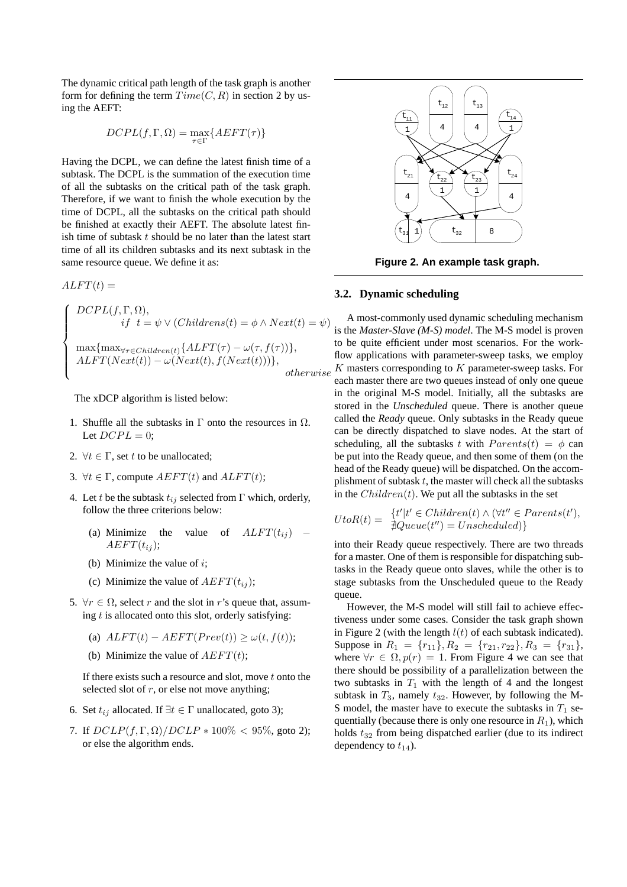The dynamic critical path length of the task graph is another form for defining the term $Time(C, R)$ in section 2 by using the AEFT:

$$DCPL(f, \Gamma, \Omega) = \max_{\tau \in \Gamma}\{AEFT(\tau)\}$$

Having the DCPL, we can define the latest finish time of a subtask. The DCPL is the summation of the execution time of all the subtasks on the critical path of the task graph. Therefore, if we want to finish the whole execution by the time of DCPL, all the subtasks on the critical path should be finished at exactly their AEFT. The absolute latest finish time of subtask $t$ should be no later than the latest start time of all its children subtasks and its next subtask in the same resource queue. We define it as:

$$ALFT(t) = \begin{cases} DCPL(f, \Gamma, \Omega), \\ \qquad if \;\; t = \psi \vee (Childrens(t) = \phi \wedge Next(t) = \psi) \\ \max\{\max_{\forall \tau \in Children(t)}\{ALFT(\tau) - \omega(\tau, f(\tau))\}, \\ ALFT(Next(t)) - \omega(Next(t), f(Next(t)))\}, \\ \qquad\qquad\qquad\qquad\qquad otherwise \end{cases}$$

The xDCP algorithm is listed below:

1. Shuffle all the subtasks in $\Gamma$ onto the resources in $\Omega$. Let $DCPL = 0$;
2. $\forall t \in \Gamma$, set $t$ to be unallocated;
3. $\forall t \in \Gamma$, compute $AEFT(t)$ and $ALFT(t)$;
4. Let $t$ be the subtask $t_{ij}$ selected from $\Gamma$ which, orderly, follow the three criterions below:
   (a) Minimize the value of $ALFT(t_{ij}) - AEFT(t_{ij})$;
   (b) Minimize the value of $i$;
   (c) Minimize the value of $AEFT(t_{ij})$;
5. $\forall r \in \Omega$, select $r$ and the slot in $r$'s queue that, assuming $t$ is allocated onto this slot, orderly satisfying:
   (a) $ALFT(t) - AEFT(Prev(t)) \geq \omega(t, f(t))$;
   (b) Minimize the value of $AEFT(t)$;

   If there exists such a resource and slot, move $t$ onto the selected slot of $r$, or else not move anything;
6. Set $t_{ij}$ allocated. If $\exists t \in \Gamma$ unallocated, goto 3);
7. If $DCLP(f, \Gamma, \Omega)/DCLP * 100\% < 95\%$, goto 2); or else the algorithm ends.

**Figure 2. An example task graph.**

### 3.2. Dynamic scheduling

A most-commonly used dynamic scheduling mechanism is the *Master-Slave (M-S) model*. The M-S model is proven to be quite efficient under most scenarios. For the workflow applications with parameter-sweep tasks, we employ $K$ masters corresponding to $K$ parameter-sweep tasks. For each master there are two queues instead of only one queue in the original M-S model. Initially, all the subtasks are stored in the *Unscheduled* queue. There is another queue called the *Ready* queue. Only subtasks in the Ready queue can be directly dispatched to slave nodes. At the start of scheduling, all the subtasks $t$ with $Parents(t) = \phi$ can be put into the Ready queue, and then some of them (on the head of the Ready queue) will be dispatched. On the accomplishment of subtask $t$, the master will check all the subtasks in the $Children(t)$. We put all the subtasks in the set

$$UtoR(t) = \begin{array}{l} \{t' | t' \in Children(t) \wedge (\forall t'' \in Parents(t'), \\ \nexists Queue(t'') = Unscheduled)\} \end{array}$$

into their Ready queue respectively. There are two threads for a master. One of them is responsible for dispatching subtasks in the Ready queue onto slaves, while the other is to stage subtasks from the Unscheduled queue to the Ready queue.

However, the M-S model will still fail to achieve effectiveness under some cases. Consider the task graph shown in Figure 2 (with the length $l(t)$ of each subtask indicated). Suppose in $R_1 = \{r_{11}\}, R_2 = \{r_{21}, r_{22}\}, R_3 = \{r_{31}\}$, where $\forall r \in \Omega, p(r) = 1$. From Figure 4 we can see that there should be possibility of a parallelization between the two subtasks in $T_1$ with the length of 4 and the longest subtask in $T_3$, namely $t_{32}$. However, by following the M-S model, the master have to execute the subtasks in $T_1$ sequentially (because there is only one resource in $R_1$), which holds $t_{32}$ from being dispatched earlier (due to its indirect dependency to $t_{14}$).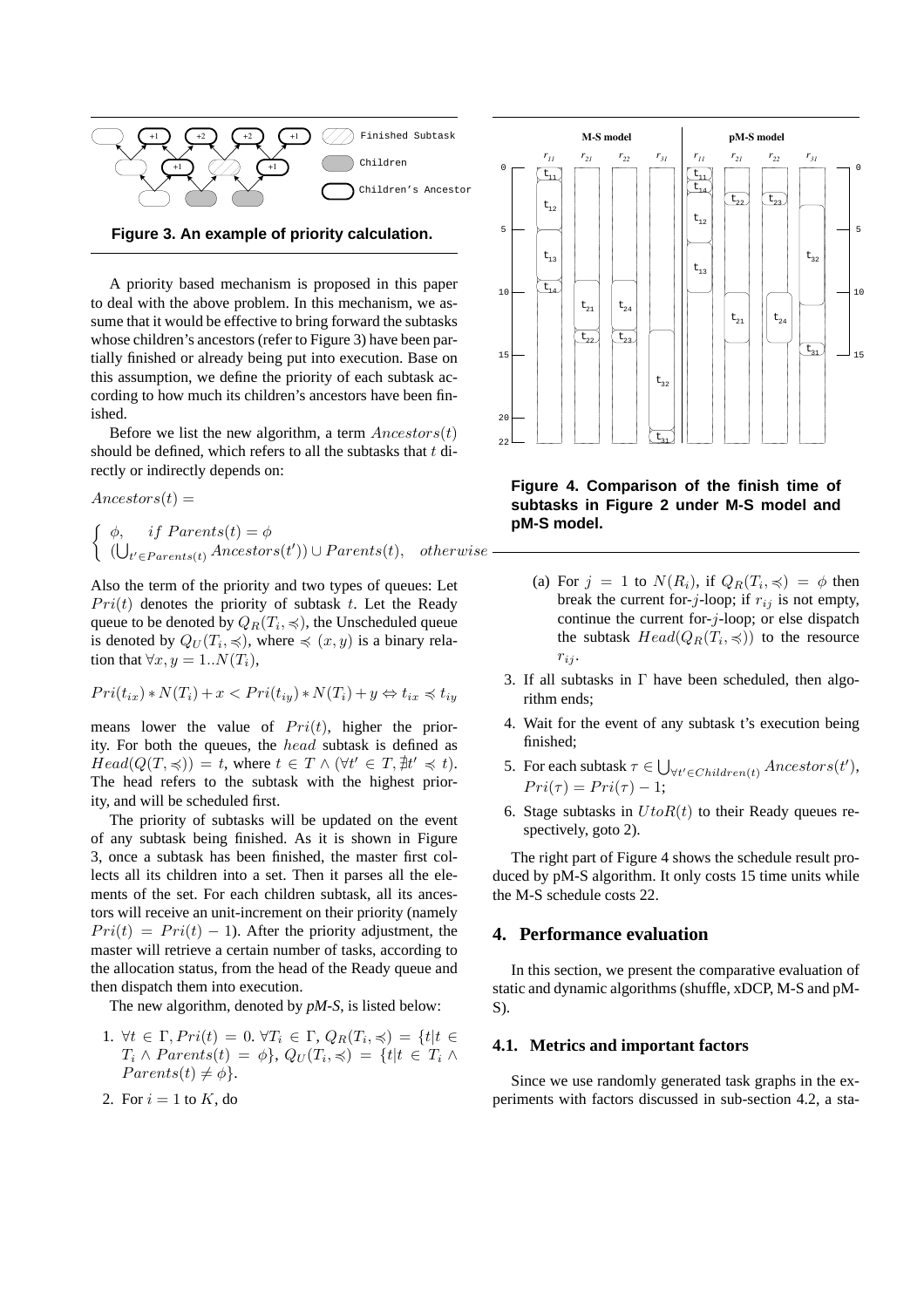**Figure 3. An example of priority calculation.**

A priority based mechanism is proposed in this paper to deal with the above problem. In this mechanism, we assume that it would be effective to bring forward the subtasks whose children's ancestors (refer to Figure 3) have been partially finished or already being put into execution. Base on this assumption, we define the priority of each subtask according to how much its children's ancestors have been finished.

Before we list the new algorithm, a term $Ancestors(t)$ should be defined, which refers to all the subtasks that $t$ directly or indirectly depends on:

$Ancestors(t) =$

$$\begin{cases} \phi, & if\ Parents(t) = \phi \\ (\bigcup_{t' \in Parents(t)} Ancestors(t')) \cup Parents(t), & otherwise \end{cases}$$

Also the term of the priority and two types of queues: Let $Pri(t)$ denotes the priority of subtask $t$. Let the Ready queue to be denoted by $Q_R(T_i, \preccurlyeq)$, the Unscheduled queue is denoted by $Q_U(T_i, \preccurlyeq)$, where $\preccurlyeq (x, y)$ is a binary relation that $\forall x, y = 1..N(T_i)$,

$$Pri(t_{ix}) * N(T_i) + x < Pri(t_{iy}) * N(T_i) + y \Leftrightarrow t_{ix} \preccurlyeq t_{iy}$$

means lower the value of $Pri(t)$, higher the priority. For both the queues, the $head$ subtask is defined as $Head(Q(T, \preccurlyeq)) = t$, where $t \in T \wedge (\forall t' \in T, \nexists t' \preccurlyeq t)$. The head refers to the subtask with the highest priority, and will be scheduled first.

The priority of subtasks will be updated on the event of any subtask being finished. As it is shown in Figure 3, once a subtask has been finished, the master first collects all its children into a set. Then it parses all the elements of the set. For each children subtask, all its ancestors will receive an unit-increment on their priority (namely $Pri(t) = Pri(t) - 1$). After the priority adjustment, the master will retrieve a certain number of tasks, according to the allocation status, from the head of the Ready queue and then dispatch them into execution.

The new algorithm, denoted by *pM-S*, is listed below:

1. $\forall t \in \Gamma, Pri(t) = 0$. $\forall T_i \in \Gamma$, $Q_R(T_i, \preccurlyeq) = \{t | t \in T_i \wedge Parents(t) = \phi\}$, $Q_U(T_i, \preccurlyeq) = \{t | t \in T_i \wedge Parents(t) \neq \phi\}$.

2. For $i = 1$ to $K$, do

   (a) For $j = 1$ to $N(R_i)$, if $Q_R(T_i, \preccurlyeq) = \phi$ then break the current for-$j$-loop; if $r_{ij}$ is not empty, continue the current for-$j$-loop; or else dispatch the subtask $Head(Q_R(T_i, \preccurlyeq))$ to the resource $r_{ij}$.

3. If all subtasks in $\Gamma$ have been scheduled, then algorithm ends;

4. Wait for the event of any subtask t's execution being finished;

5. For each subtask $\tau \in \bigcup_{\forall t' \in Children(t)} Ancestors(t')$, $Pri(\tau) = Pri(\tau) - 1$;

6. Stage subtasks in $UtoR(t)$ to their Ready queues respectively, goto 2).

**Figure 4. Comparison of the finish time of subtasks in Figure 2 under M-S model and pM-S model.**

The right part of Figure 4 shows the schedule result produced by pM-S algorithm. It only costs 15 time units while the M-S schedule costs 22.

## 4. Performance evaluation

In this section, we present the comparative evaluation of static and dynamic algorithms (shuffle, xDCP, M-S and pM-S).

### 4.1. Metrics and important factors

Since we use randomly generated task graphs in the experiments with factors discussed in sub-section 4.2, a sta-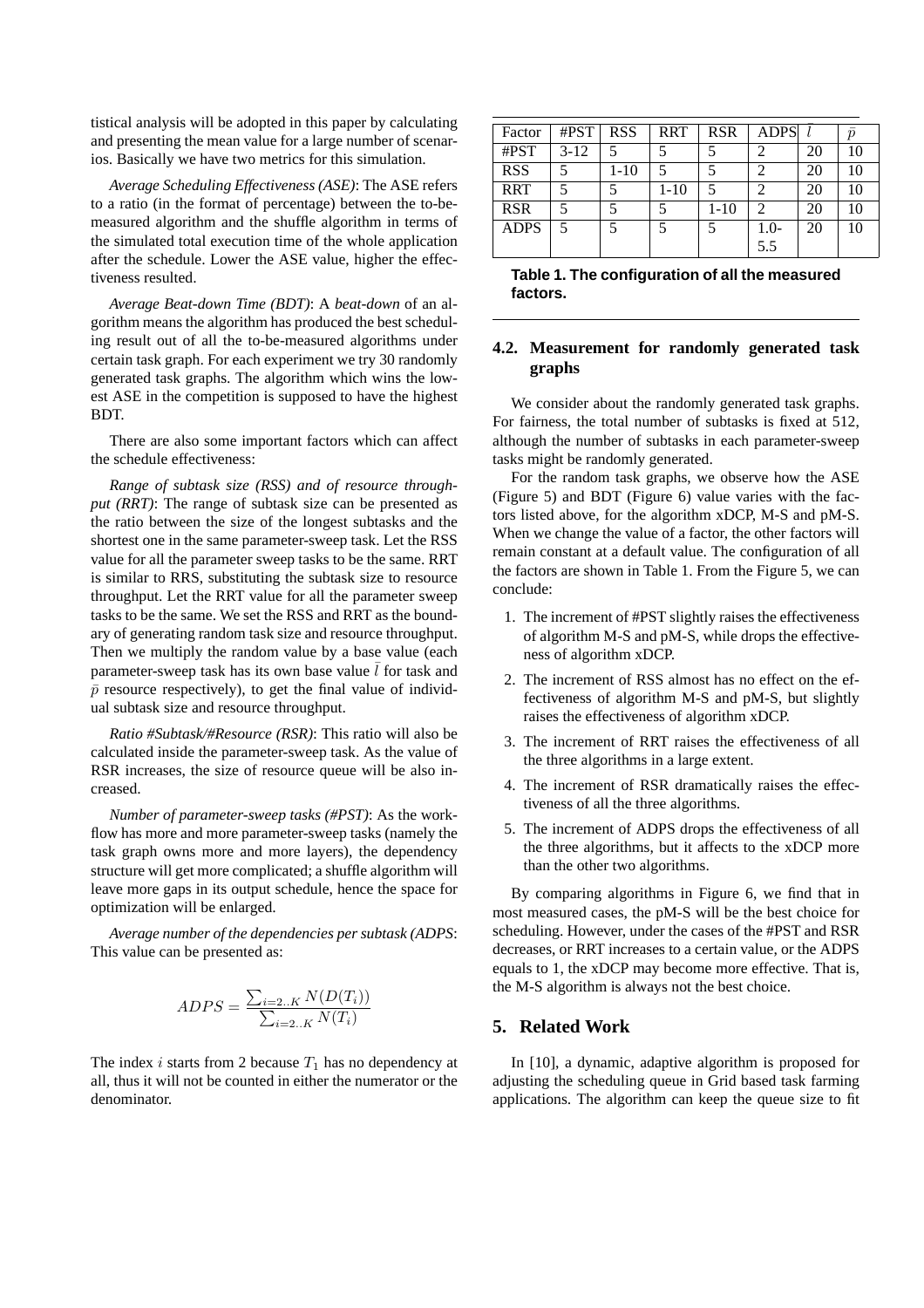tistical analysis will be adopted in this paper by calculating and presenting the mean value for a large number of scenarios. Basically we have two metrics for this simulation.

*Average Scheduling Effectiveness (ASE)*: The ASE refers to a ratio (in the format of percentage) between the to-be-measured algorithm and the shuffle algorithm in terms of the simulated total execution time of the whole application after the schedule. Lower the ASE value, higher the effectiveness resulted.

*Average Beat-down Time (BDT)*: A *beat-down* of an algorithm means the algorithm has produced the best scheduling result out of all the to-be-measured algorithms under certain task graph. For each experiment we try 30 randomly generated task graphs. The algorithm which wins the lowest ASE in the competition is supposed to have the highest BDT.

There are also some important factors which can affect the schedule effectiveness:

*Range of subtask size (RSS) and of resource throughput (RRT)*: The range of subtask size can be presented as the ratio between the size of the longest subtasks and the shortest one in the same parameter-sweep task. Let the RSS value for all the parameter sweep tasks to be the same. RRT is similar to RRS, substituting the subtask size to resource throughput. Let the RRT value for all the parameter sweep tasks to be the same. We set the RSS and RRT as the boundary of generating random task size and resource throughput. Then we multiply the random value by a base value (each parameter-sweep task has its own base value $\bar{l}$ for task and $\bar{p}$ resource respectively), to get the final value of individual subtask size and resource throughput.

*Ratio #Subtask/#Resource (RSR)*: This ratio will also be calculated inside the parameter-sweep task. As the value of RSR increases, the size of resource queue will be also increased.

*Number of parameter-sweep tasks (#PST)*: As the workflow has more and more parameter-sweep tasks (namely the task graph owns more and more layers), the dependency structure will get more complicated; a shuffle algorithm will leave more gaps in its output schedule, hence the space for optimization will be enlarged.

*Average number of the dependencies per subtask (ADPS*: This value can be presented as:

$$ADPS = \frac{\sum_{i=2..K} N(D(T_i))}{\sum_{i=2..K} N(T_i)}$$

The index $i$ starts from 2 because $T_1$ has no dependency at all, thus it will not be counted in either the numerator or the denominator.

| Factor | #PST | RSS | RRT | RSR | ADPS | $\bar{l}$ | $\bar{p}$ |
|---|---|---|---|---|---|---|---|
| #PST | 3-12 | 5 | 5 | 5 | 2 | 20 | 10 |
| RSS | 5 | 1-10 | 5 | 5 | 2 | 20 | 10 |
| RRT | 5 | 5 | 1-10 | 5 | 2 | 20 | 10 |
| RSR | 5 | 5 | 5 | 1-10 | 2 | 20 | 10 |
| ADPS | 5 | 5 | 5 | 5 | 1.0-5.5 | 20 | 10 |

**Table 1. The configuration of all the measured factors.**

### 4.2. Measurement for randomly generated task graphs

We consider about the randomly generated task graphs. For fairness, the total number of subtasks is fixed at 512, although the number of subtasks in each parameter-sweep tasks might be randomly generated.

For the random task graphs, we observe how the ASE (Figure 5) and BDT (Figure 6) value varies with the factors listed above, for the algorithm xDCP, M-S and pM-S. When we change the value of a factor, the other factors will remain constant at a default value. The configuration of all the factors are shown in Table 1. From the Figure 5, we can conclude:

1. The increment of #PST slightly raises the effectiveness of algorithm M-S and pM-S, while drops the effectiveness of algorithm xDCP.
2. The increment of RSS almost has no effect on the effectiveness of algorithm M-S and pM-S, but slightly raises the effectiveness of algorithm xDCP.
3. The increment of RRT raises the effectiveness of all the three algorithms in a large extent.
4. The increment of RSR dramatically raises the effectiveness of all the three algorithms.
5. The increment of ADPS drops the effectiveness of all the three algorithms, but it affects to the xDCP more than the other two algorithms.

By comparing algorithms in Figure 6, we find that in most measured cases, the pM-S will be the best choice for scheduling. However, under the cases of the #PST and RSR decreases, or RRT increases to a certain value, or the ADPS equals to 1, the xDCP may become more effective. That is, the M-S algorithm is always not the best choice.

## 5. Related Work

In [10], a dynamic, adaptive algorithm is proposed for adjusting the scheduling queue in Grid based task farming applications. The algorithm can keep the queue size to fit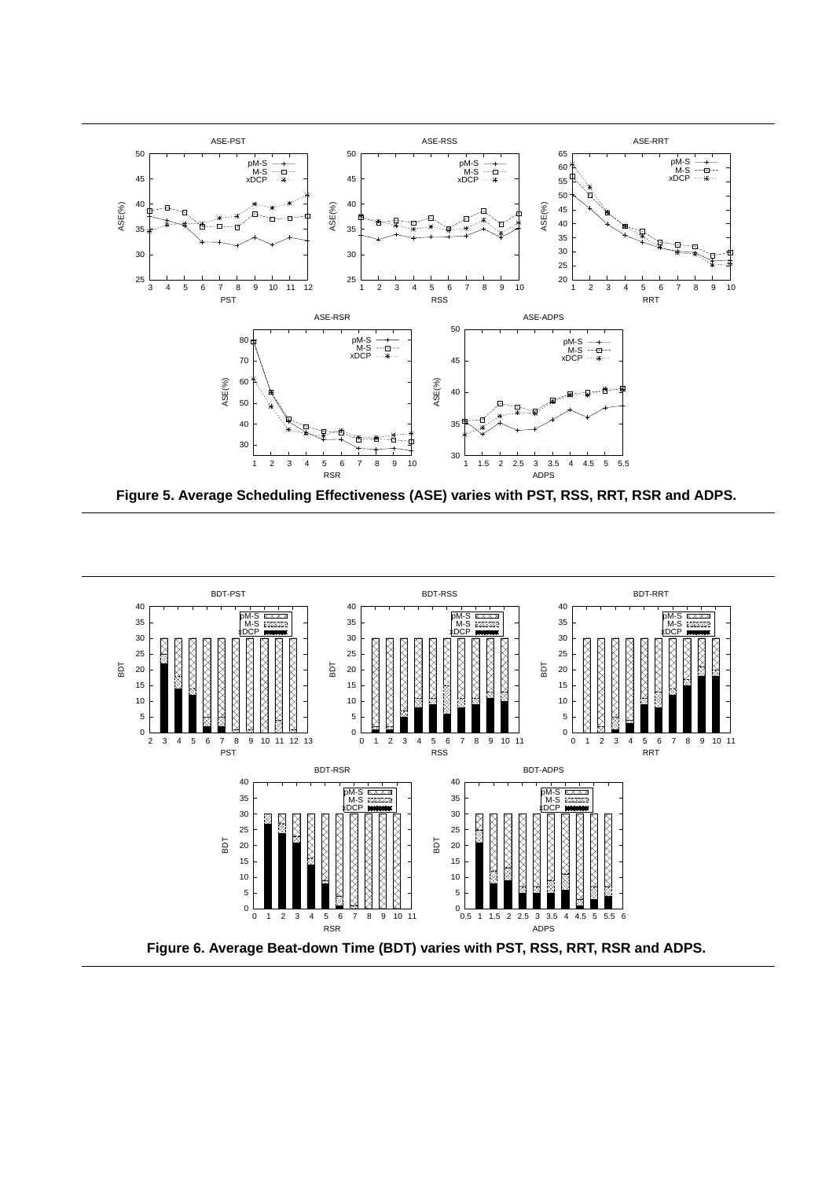Figure 5. Average Scheduling Effectiveness (ASE) varies with PST, RSS, RRT, RSR and ADPS.

Figure 6. Average Beat-down Time (BDT) varies with PST, RSS, RRT, RSR and ADPS.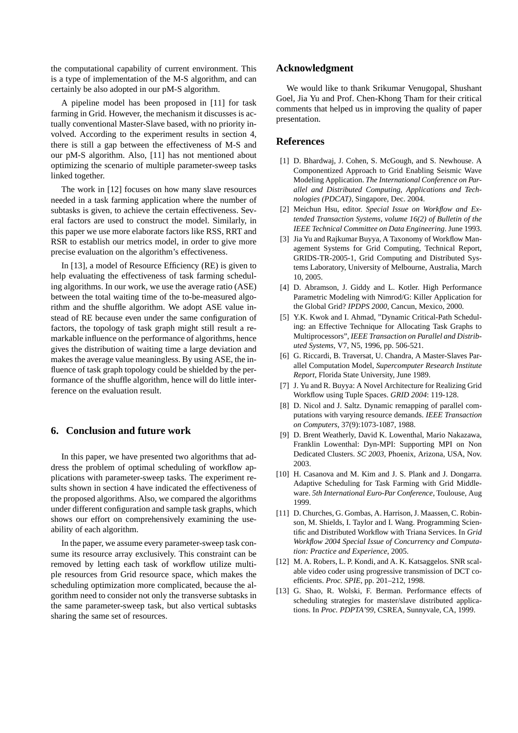the computational capability of current environment. This is a type of implementation of the M-S algorithm, and can certainly be also adopted in our pM-S algorithm.

A pipeline model has been proposed in [11] for task farming in Grid. However, the mechanism it discusses is actually conventional Master-Slave based, with no priority involved. According to the experiment results in section 4, there is still a gap between the effectiveness of M-S and our pM-S algorithm. Also, [11] has not mentioned about optimizing the scenario of multiple parameter-sweep tasks linked together.

The work in [12] focuses on how many slave resources needed in a task farming application where the number of subtasks is given, to achieve the certain effectiveness. Several factors are used to construct the model. Similarly, in this paper we use more elaborate factors like RSS, RRT and RSR to establish our metrics model, in order to give more precise evaluation on the algorithm's effectiveness.

In [13], a model of Resource Efficiency (RE) is given to help evaluating the effectiveness of task farming scheduling algorithms. In our work, we use the average ratio (ASE) between the total waiting time of the to-be-measured algorithm and the shuffle algorithm. We adopt ASE value instead of RE because even under the same configuration of factors, the topology of task graph might still result a remarkable influence on the performance of algorithms, hence gives the distribution of waiting time a large deviation and makes the average value meaningless. By using ASE, the influence of task graph topology could be shielded by the performance of the shuffle algorithm, hence will do little interference on the evaluation result.

## 6. Conclusion and future work

In this paper, we have presented two algorithms that address the problem of optimal scheduling of workflow applications with parameter-sweep tasks. The experiment results shown in section 4 have indicated the effectiveness of the proposed algorithms. Also, we compared the algorithms under different configuration and sample task graphs, which shows our effort on comprehensively examining the useability of each algorithm.

In the paper, we assume every parameter-sweep task consume its resource array exclusively. This constraint can be removed by letting each task of workflow utilize multiple resources from Grid resource space, which makes the scheduling optimization more complicated, because the algorithm need to consider not only the transverse subtasks in the same parameter-sweep task, but also vertical subtasks sharing the same set of resources.

## Acknowledgment

We would like to thank Srikumar Venugopal, Shushant Goel, Jia Yu and Prof. Chen-Khong Tham for their critical comments that helped us in improving the quality of paper presentation.

## References

[1] D. Bhardwaj, J. Cohen, S. McGough, and S. Newhouse. A Componentized Approach to Grid Enabling Seismic Wave Modeling Application. *The International Conference on Parallel and Distributed Computing, Applications and Technologies (PDCAT)*, Singapore, Dec. 2004.

[2] Meichun Hsu, editor. *Special Issue on Workflow and Extended Transaction Systems, volume 16(2) of Bulletin of the IEEE Technical Committee on Data Engineering*. June 1993.

[3] Jia Yu and Rajkumar Buyya, A Taxonomy of Workflow Management Systems for Grid Computing, Technical Report, GRIDS-TR-2005-1, Grid Computing and Distributed Systems Laboratory, University of Melbourne, Australia, March 10, 2005.

[4] D. Abramson, J. Giddy and L. Kotler. High Performance Parametric Modeling with Nimrod/G: Killer Application for the Global Grid? *IPDPS 2000*, Cancun, Mexico, 2000.

[5] Y.K. Kwok and I. Ahmad, "Dynamic Critical-Path Scheduling: an Effective Technique for Allocating Task Graphs to Multiprocessors", *IEEE Transaction on Parallel and Distributed Systems*, V7, N5, 1996, pp. 506-521.

[6] G. Riccardi, B. Traversat, U. Chandra, A Master-Slaves Parallel Computation Model, *Supercomputer Research Institute Report*, Florida State University, June 1989.

[7] J. Yu and R. Buyya: A Novel Architecture for Realizing Grid Workflow using Tuple Spaces. *GRID 2004*: 119-128.

[8] D. Nicol and J. Saltz. Dynamic remapping of parallel computations with varying resource demands. *IEEE Transaction on Computers*, 37(9):1073-1087, 1988.

[9] D. Brent Weatherly, David K. Lowenthal, Mario Nakazawa, Franklin Lowenthal: Dyn-MPI: Supporting MPI on Non Dedicated Clusters. *SC 2003*, Phoenix, Arizona, USA, Nov. 2003.

[10] H. Casanova and M. Kim and J. S. Plank and J. Dongarra. Adaptive Scheduling for Task Farming with Grid Middleware. *5th International Euro-Par Conference*, Toulouse, Aug 1999.

[11] D. Churches, G. Gombas, A. Harrison, J. Maassen, C. Robinson, M. Shields, I. Taylor and I. Wang. Programming Scientific and Distributed Workflow with Triana Services. In *Grid Workflow 2004 Special Issue of Concurrency and Computation: Practice and Experience*, 2005.

[12] M. A. Robers, L. P. Kondi, and A. K. Katsaggelos. SNR scalable video coder using progressive transmission of DCT coefficients. *Proc. SPIE*, pp. 201–212, 1998.

[13] G. Shao, R. Wolski, F. Berman. Performance effects of scheduling strategies for master/slave distributed applications. In *Proc. PDPTA'99*, CSREA, Sunnyvale, CA, 1999.